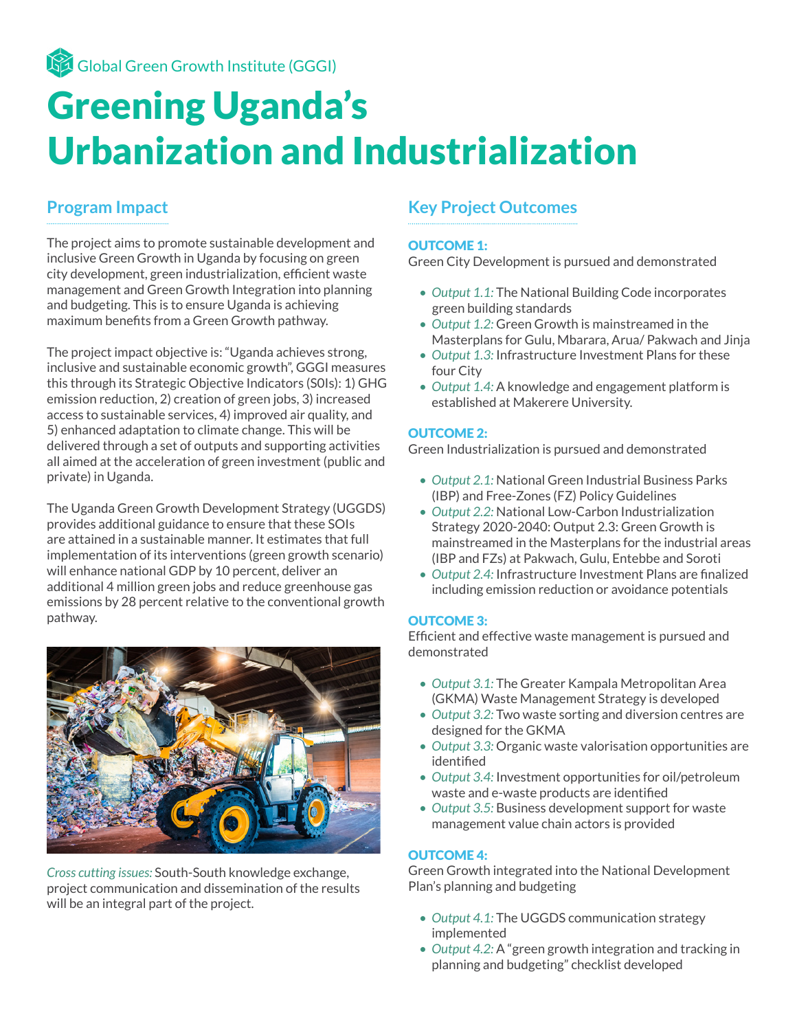Global Green Growth Institute (GGGI)

# Greening Uganda's Urbanization and Industrialization

## Program Impact

The project aims to promote sustainable development and inclusive Green Growth in Uganda by focusing on green city development, green industrialization, efficient waste management and Green Growth Integration into planning and budgeting. This is to ensure Uganda is achieving maximum benefits from a Green Growth pathway.

The project impact objective is: "Uganda achieves strong, inclusive and sustainable economic growth", GGGI measures this through its Strategic Objective Indicators (S0Is): 1) GHG emission reduction, 2) creation of green jobs, 3) increased access to sustainable services, 4) improved air quality, and 5) enhanced adaptation to climate change. This will be delivered through a set of outputs and supporting activities all aimed at the acceleration of green investment (public and private) in Uganda.

The Uganda Green Growth Development Strategy (UGGDS) provides additional guidance to ensure that these SOIs are attained in a sustainable manner. It estimates that full implementation of its interventions (green growth scenario) will enhance national GDP by 10 percent, deliver an additional 4 million green jobs and reduce greenhouse gas emissions by 28 percent relative to the conventional growth pathway.

*Cross cutting issues:* South-South knowledge exchange, project communication and dissemination of the results will be an integral part of the project.

## Key Project Outcomes

**OUTCOME 1:**
Green City Development is pursued and demonstrated

- *Output 1.1:* The National Building Code incorporates green building standards
- *Output 1.2:* Green Growth is mainstreamed in the Masterplans for Gulu, Mbarara, Arua/ Pakwach and Jinja
- *Output 1.3:* Infrastructure Investment Plans for these four City
- *Output 1.4:* A knowledge and engagement platform is established at Makerere University.

**OUTCOME 2:**
Green Industrialization is pursued and demonstrated

- *Output 2.1:* National Green Industrial Business Parks (IBP) and Free-Zones (FZ) Policy Guidelines
- *Output 2.2:* National Low-Carbon Industrialization Strategy 2020-2040: Output 2.3: Green Growth is mainstreamed in the Masterplans for the industrial areas (IBP and FZs) at Pakwach, Gulu, Entebbe and Soroti
- *Output 2.4:* Infrastructure Investment Plans are finalized including emission reduction or avoidance potentials

**OUTCOME 3:**
Efficient and effective waste management is pursued and demonstrated

- *Output 3.1:* The Greater Kampala Metropolitan Area (GKMA) Waste Management Strategy is developed
- *Output 3.2:* Two waste sorting and diversion centres are designed for the GKMA
- *Output 3.3:* Organic waste valorisation opportunities are identified
- *Output 3.4:* Investment opportunities for oil/petroleum waste and e-waste products are identified
- *Output 3.5:* Business development support for waste management value chain actors is provided

**OUTCOME 4:**
Green Growth integrated into the National Development Plan's planning and budgeting

- *Output 4.1:* The UGGDS communication strategy implemented
- *Output 4.2:* A "green growth integration and tracking in planning and budgeting" checklist developed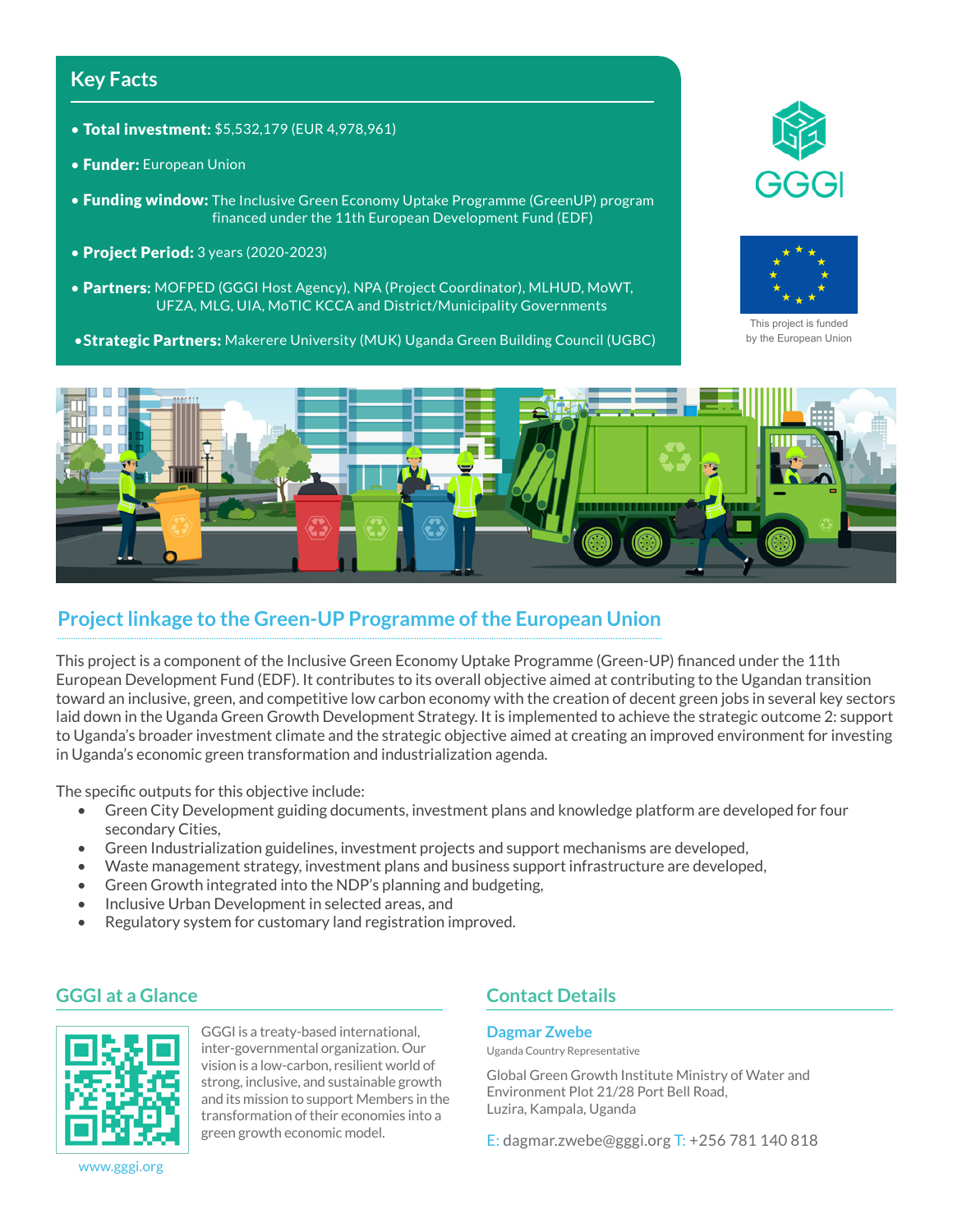## Key Facts

- **Total investment:** $5,532,179 (EUR 4,978,961)
- **Funder:** European Union
- **Funding window:** The Inclusive Green Economy Uptake Programme (GreenUP) program financed under the 11th European Development Fund (EDF)
- **Project Period:** 3 years (2020-2023)
- **Partners:** MOFPED (GGGI Host Agency), NPA (Project Coordinator), MLHUD, MoWT, UFZA, MLG, UIA, MoTIC KCCA and District/Municipality Governments
- **Strategic Partners:** Makerere University (MUK) Uganda Green Building Council (UGBC)

GGGI

This project is funded by the European Union

## Project linkage to the Green-UP Programme of the European Union

This project is a component of the Inclusive Green Economy Uptake Programme (Green-UP) financed under the 11th European Development Fund (EDF). It contributes to its overall objective aimed at contributing to the Ugandan transition toward an inclusive, green, and competitive low carbon economy with the creation of decent green jobs in several key sectors laid down in the Uganda Green Growth Development Strategy. It is implemented to achieve the strategic outcome 2: support to Uganda's broader investment climate and the strategic objective aimed at creating an improved environment for investing in Uganda's economic green transformation and industrialization agenda.

The specific outputs for this objective include:

- Green City Development guiding documents, investment plans and knowledge platform are developed for four secondary Cities,
- Green Industrialization guidelines, investment projects and support mechanisms are developed,
- Waste management strategy, investment plans and business support infrastructure are developed,
- Green Growth integrated into the NDP's planning and budgeting,
- Inclusive Urban Development in selected areas, and
- Regulatory system for customary land registration improved.

## GGGI at a Glance

GGGI is a treaty-based international, inter-governmental organization. Our vision is a low-carbon, resilient world of strong, inclusive, and sustainable growth and its mission to support Members in the transformation of their economies into a green growth economic model.

www.gggi.org

## Contact Details

**Dagmar Zwebe**
Uganda Country Representative

Global Green Growth Institute Ministry of Water and Environment Plot 21/28 Port Bell Road, Luzira, Kampala, Uganda

E: dagmar.zwebe@gggi.org T: +256 781 140 818